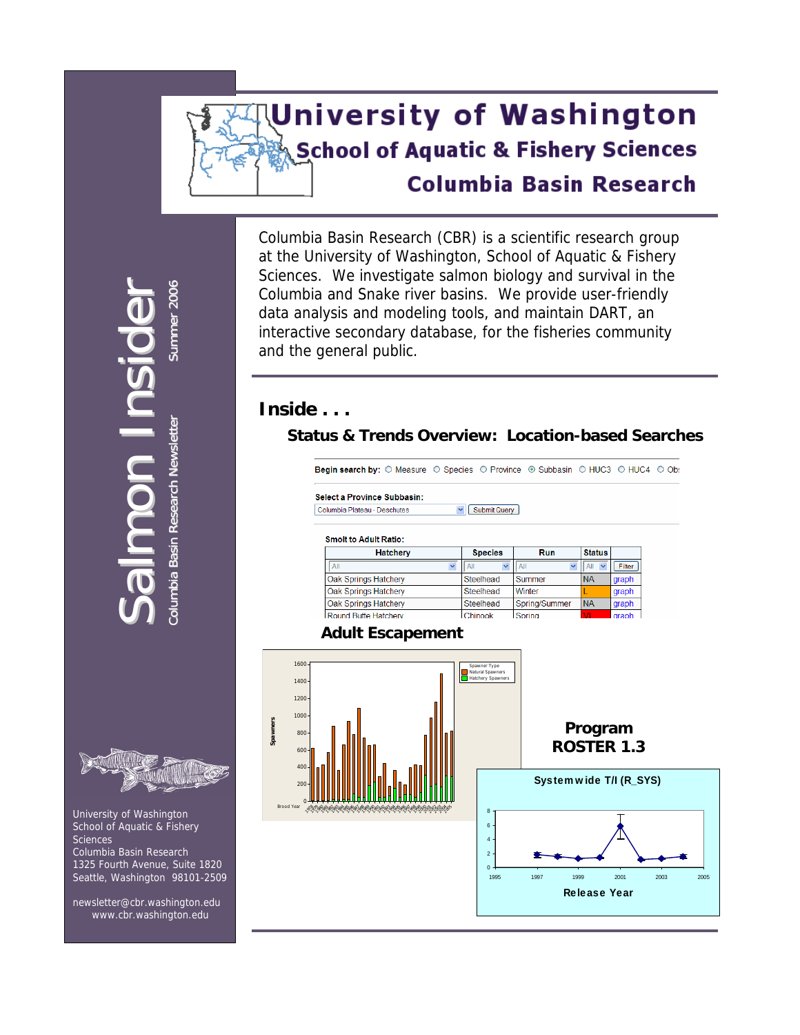# University of Washington

## School of Aquatic & Fishery Sciences

## Columbia Basin Research

**Salmon Insider**

Columbia Basin Research Newsletter

Summer 2006

Columbia Basin Research (CBR) is a scientific research group at the University of Washington, School of Aquatic & Fishery Sciences. We investigate salmon biology and survival in the Columbia and Snake river basins. We provide user-friendly data analysis and modeling tools, and maintain DART, an interactive secondary database, for the fisheries community and the general public.

## Inside . . .

### Status & Trends Overview: Location-based Searches

**Begin search by:** ○ Measure ○ Species ○ Province ⦿ Subbasin ○ HUC3 ○ HUC4 ○ Obs

**Select a Province Subbasin:** Columbia Plateau - Deschutes [Submit Query]

**Smolt to Adult Ratio:**

| Hatchery | Species | Run | Status | |
|---|---|---|---|---|
| All | All | All | All | Filter |
| Oak Springs Hatchery | Steelhead | Summer | NA | graph |
| Oak Springs Hatchery | Steelhead | Winter | L | graph |
| Oak Springs Hatchery | Steelhead | Spring/Summer | NA | graph |
| Round Butte Hatchery | Chinook | Spring | VL | graph |

### Adult Escapement

### Program ROSTER 1.3

Systemwide T/I (R_SYS)

Release Year

University of Washington
School of Aquatic & Fishery Sciences
Columbia Basin Research
1325 Fourth Avenue, Suite 1820
Seattle, Washington 98101-2509

newsletter@cbr.washington.edu
www.cbr.washington.edu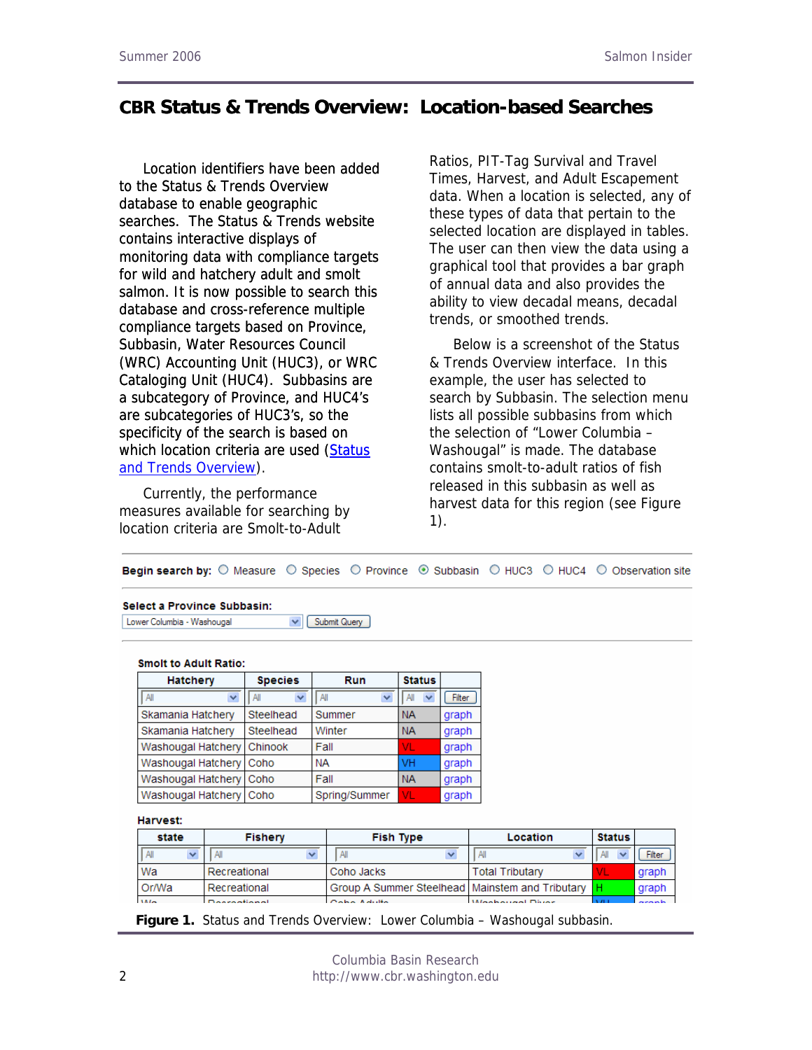# CBR Status & Trends Overview: Location-based Searches

Location identifiers have been added to the Status & Trends Overview database to enable geographic searches. The Status & Trends website contains interactive displays of monitoring data with compliance targets for wild and hatchery adult and smolt salmon. It is now possible to search this database and cross-reference multiple compliance targets based on Province, Subbasin, Water Resources Council (WRC) Accounting Unit (HUC3), or WRC Cataloging Unit (HUC4). Subbasins are a subcategory of Province, and HUC4's are subcategories of HUC3's, so the specificity of the search is based on which location criteria are used ([Status and Trends Overview](Status and Trends Overview)).

Currently, the performance measures available for searching by location criteria are Smolt-to-Adult Ratios, PIT-Tag Survival and Travel Times, Harvest, and Adult Escapement data. When a location is selected, any of these types of data that pertain to the selected location are displayed in tables. The user can then view the data using a graphical tool that provides a bar graph of annual data and also provides the ability to view decadal means, decadal trends, or smoothed trends.

Below is a screenshot of the Status & Trends Overview interface. In this example, the user has selected to search by Subbasin. The selection menu lists all possible subbasins from which the selection of "Lower Columbia – Washougal" is made. The database contains smolt-to-adult ratios of fish released in this subbasin as well as harvest data for this region (see Figure 1).

**Begin search by:** ○ Measure ○ Species ○ Province ◉ Subbasin ○ HUC3 ○ HUC4 ○ Observation site

**Select a Province Subbasin:**
Lower Columbia - Washougal [Submit Query]

**Smolt to Adult Ratio:**

| Hatchery | Species | Run | Status | |
|---|---|---|---|---|
| All | All | All | All | Filter |
| Skamania Hatchery | Steelhead | Summer | NA | graph |
| Skamania Hatchery | Steelhead | Winter | NA | graph |
| Washougal Hatchery | Chinook | Fall | VL | graph |
| Washougal Hatchery | Coho | NA | VH | graph |
| Washougal Hatchery | Coho | Fall | NA | graph |
| Washougal Hatchery | Coho | Spring/Summer | VL | graph |

**Harvest:**

| state | Fishery | Fish Type | Location | Status | |
|---|---|---|---|---|---|
| All | All | All | All | All | Filter |
| Wa | Recreational | Coho Jacks | Total Tributary | VL | graph |
| Or/Wa | Recreational | Group A Summer Steelhead | Mainstem and Tributary | H | graph |

**Figure 1.** Status and Trends Overview: Lower Columbia – Washougal subbasin.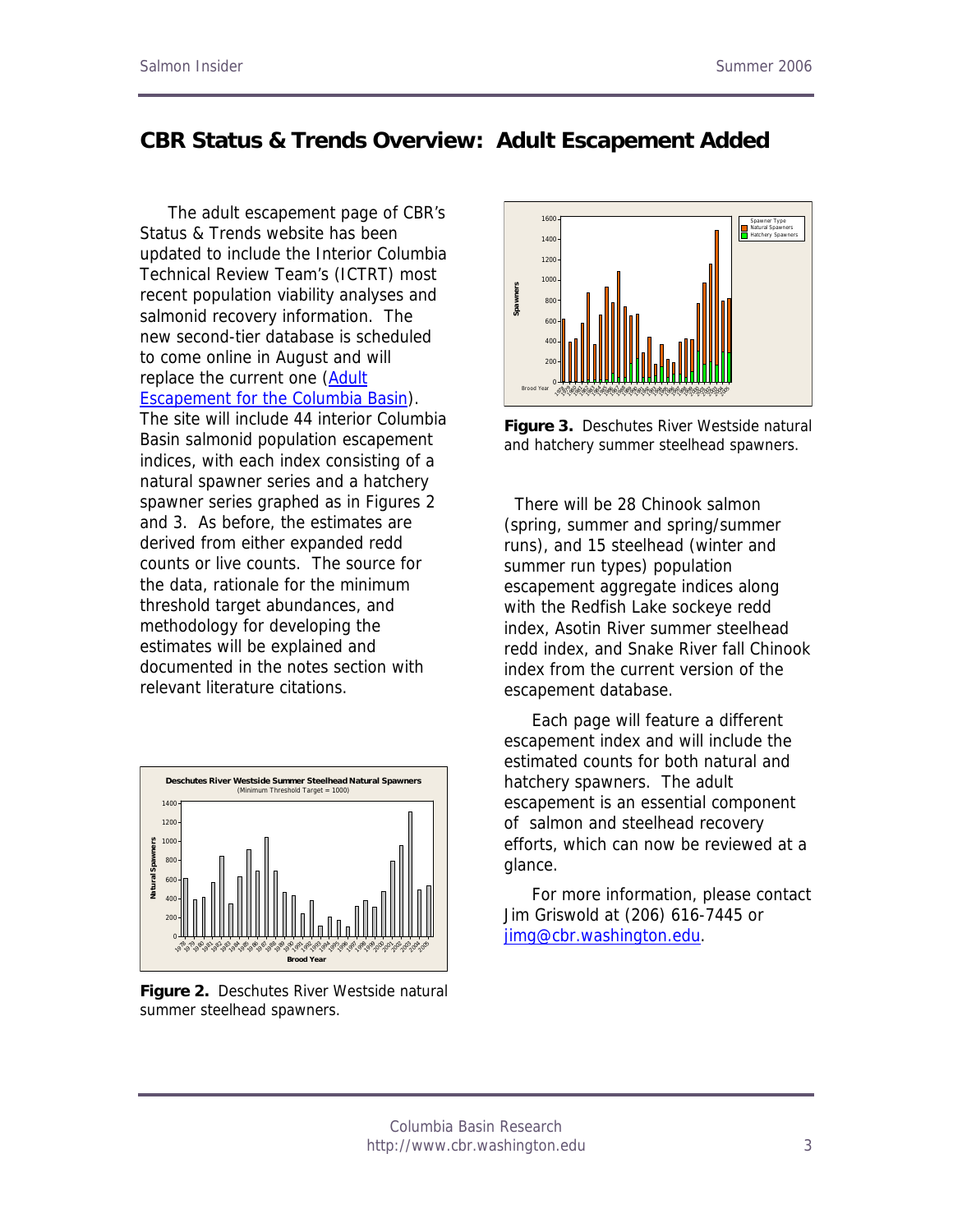# CBR Status & Trends Overview: Adult Escapement Added

The adult escapement page of CBR's Status & Trends website has been updated to include the Interior Columbia Technical Review Team's (ICTRT) most recent population viability analyses and salmonid recovery information. The new second-tier database is scheduled to come online in August and will replace the current one (Adult Escapement for the Columbia Basin). The site will include 44 interior Columbia Basin salmonid population escapement indices, with each index consisting of a natural spawner series and a hatchery spawner series graphed as in Figures 2 and 3. As before, the estimates are derived from either expanded redd counts or live counts. The source for the data, rationale for the minimum threshold target abundances, and methodology for developing the estimates will be explained and documented in the notes section with relevant literature citations.

**Figure 2.** Deschutes River Westside natural summer steelhead spawners.

**Figure 3.** Deschutes River Westside natural and hatchery summer steelhead spawners.

There will be 28 Chinook salmon (spring, summer and spring/summer runs), and 15 steelhead (winter and summer run types) population escapement aggregate indices along with the Redfish Lake sockeye redd index, Asotin River summer steelhead redd index, and Snake River fall Chinook index from the current version of the escapement database.

Each page will feature a different escapement index and will include the estimated counts for both natural and hatchery spawners. The adult escapement is an essential component of salmon and steelhead recovery efforts, which can now be reviewed at a glance.

For more information, please contact Jim Griswold at (206) 616-7445 or jimg@cbr.washington.edu.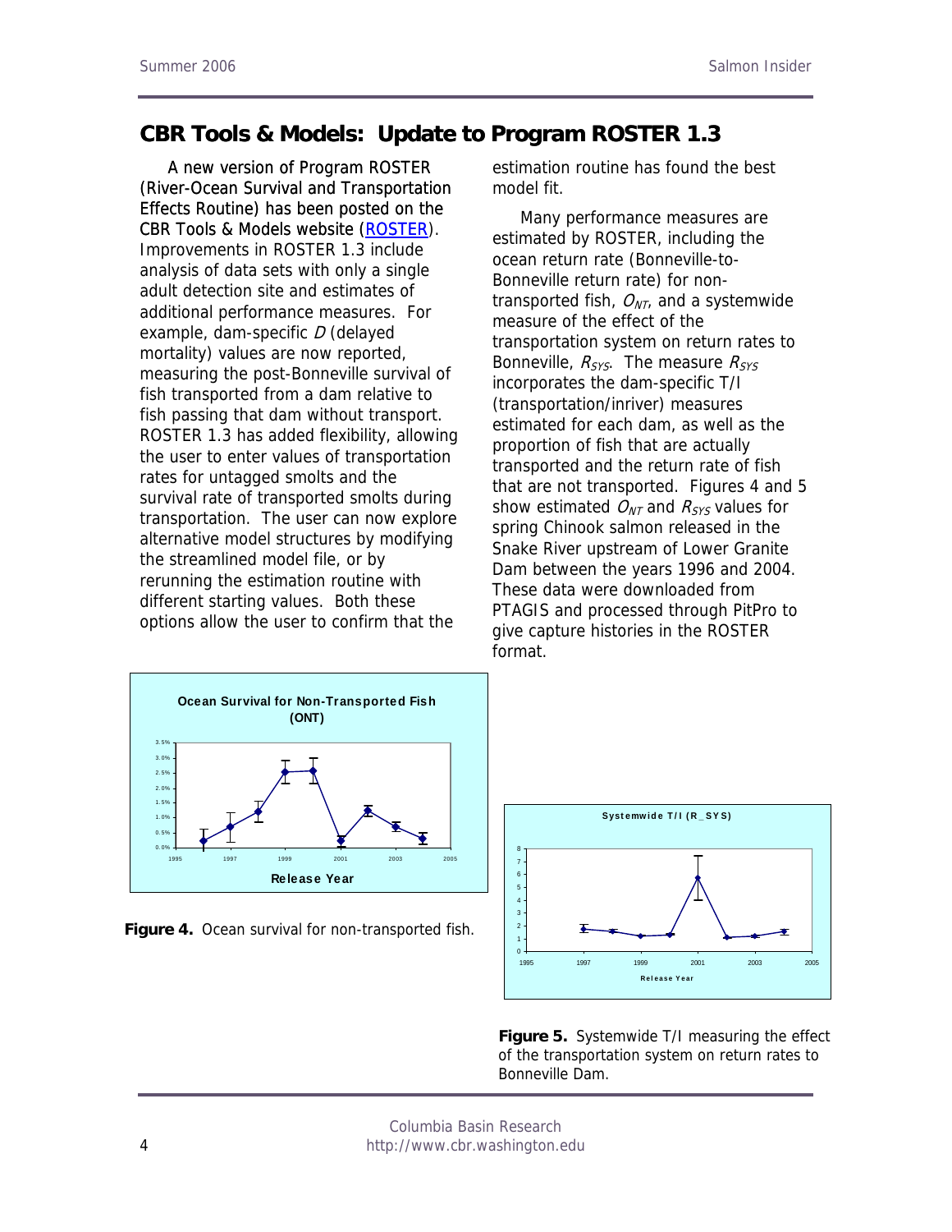## CBR Tools & Models: Update to Program ROSTER 1.3

A new version of Program ROSTER (River-Ocean Survival and Transportation Effects Routine) has been posted on the CBR Tools & Models website (ROSTER). Improvements in ROSTER 1.3 include analysis of data sets with only a single adult detection site and estimates of additional performance measures. For example, dam-specific *D* (delayed mortality) values are now reported, measuring the post-Bonneville survival of fish transported from a dam relative to fish passing that dam without transport. ROSTER 1.3 has added flexibility, allowing the user to enter values of transportation rates for untagged smolts and the survival rate of transported smolts during transportation. The user can now explore alternative model structures by modifying the streamlined model file, or by rerunning the estimation routine with different starting values. Both these options allow the user to confirm that the estimation routine has found the best model fit.

Many performance measures are estimated by ROSTER, including the ocean return rate (Bonneville-to-Bonneville return rate) for non-transported fish, $O_{NT}$, and a systemwide measure of the effect of the transportation system on return rates to Bonneville, $R_{SYS}$. The measure $R_{SYS}$ incorporates the dam-specific T/I (transportation/inriver) measures estimated for each dam, as well as the proportion of fish that are actually transported and the return rate of fish that are not transported. Figures 4 and 5 show estimated $O_{NT}$ and $R_{SYS}$ values for spring Chinook salmon released in the Snake River upstream of Lower Granite Dam between the years 1996 and 2004. These data were downloaded from PTAGIS and processed through PitPro to give capture histories in the ROSTER format.

Ocean Survival for Non-Transported Fish (ONT)

3.5%
3.0%
2.5%
2.0%
1.5%
1.0%
0.5%
0.0%

1995 1997 1999 2001 2003 2005

Release Year

**Figure 4.** Ocean survival for non-transported fish.

Systemwide T/I (R_SYS)

8
7
6
5
4
3
2
1
0

1995 1997 1999 2001 2003 2005

Release Year

**Figure 5.** Systemwide T/I measuring the effect of the transportation system on return rates to Bonneville Dam.